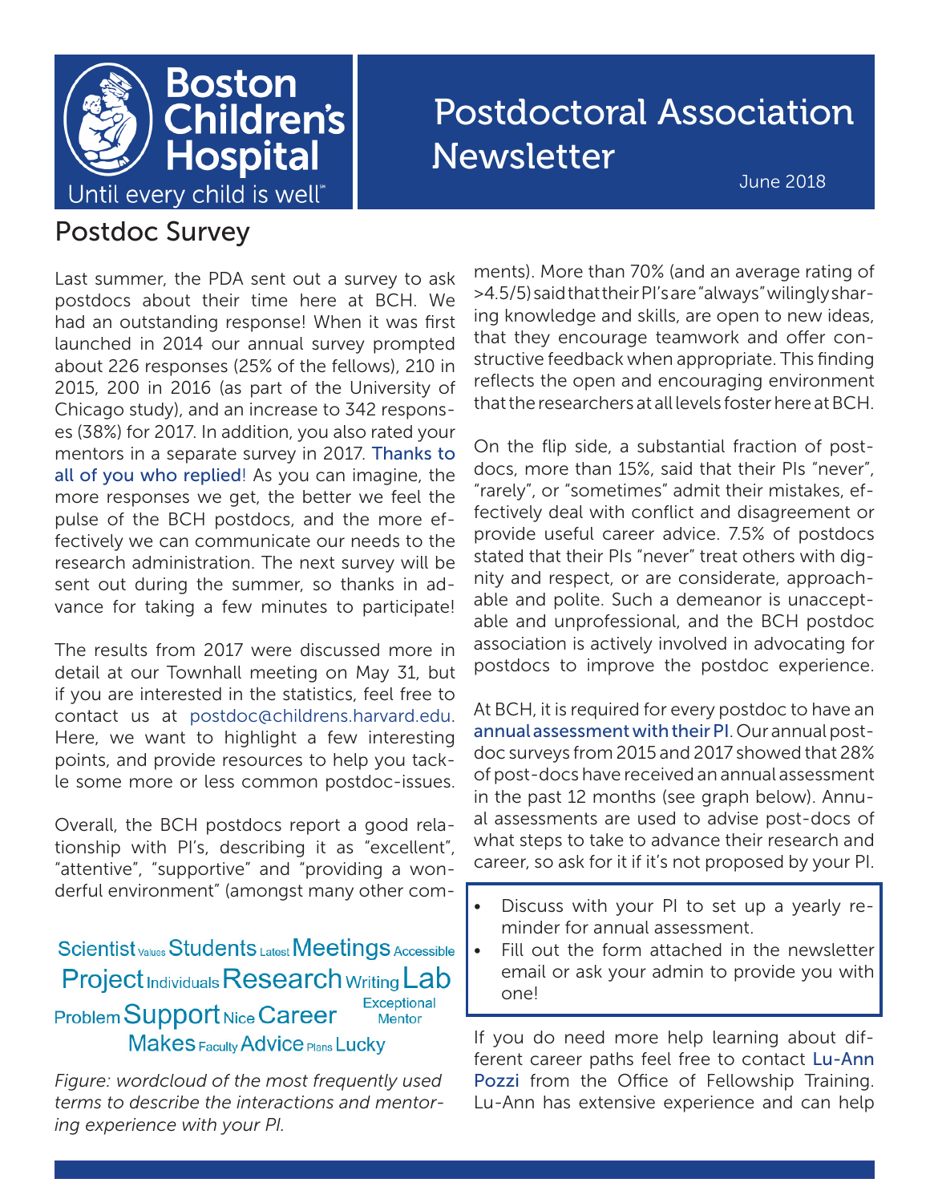# Postdoctoral Association Newsletter

June 2018

## Postdoc Survey

Last summer, the PDA sent out a survey to ask postdocs about their time here at BCH. We had an outstanding response! When it was first launched in 2014 our annual survey prompted about 226 responses (25% of the fellows), 210 in 2015, 200 in 2016 (as part of the University of Chicago study), and an increase to 342 responses (38%) for 2017. In addition, you also rated your mentors in a separate survey in 2017. Thanks to all of you who replied! As you can imagine, the more responses we get, the better we feel the pulse of the BCH postdocs, and the more effectively we can communicate our needs to the research administration. The next survey will be sent out during the summer, so thanks in advance for taking a few minutes to participate!

The results from 2017 were discussed more in detail at our Townhall meeting on May 31, but if you are interested in the statistics, feel free to contact us at postdoc@childrens.harvard.edu. Here, we want to highlight a few interesting points, and provide resources to help you tackle some more or less common postdoc-issues.

Overall, the BCH postdocs report a good relationship with PI's, describing it as "excellent", "attentive", "supportive" and "providing a wonderful environment" (amongst many other comments). More than 70% (and an average rating of >4.5/5) said that their PI's are "always" wilingly sharing knowledge and skills, are open to new ideas, that they encourage teamwork and offer constructive feedback when appropriate. This finding reflects the open and encouraging environment that the researchers at all levels foster here at BCH.

Scientist Values Students Latest Meetings Accessible Project Individuals Research Writing Lab Problem Support Nice Career Exceptional Mentor Makes Faculty Advice Plans Lucky

*Figure: wordcloud of the most frequently used terms to describe the interactions and mentoring experience with your PI.*

On the flip side, a substantial fraction of postdocs, more than 15%, said that their PIs "never", "rarely", or "sometimes" admit their mistakes, effectively deal with conflict and disagreement or provide useful career advice. 7.5% of postdocs stated that their PIs "never" treat others with dignity and respect, or are considerate, approachable and polite. Such a demeanor is unacceptable and unprofessional, and the BCH postdoc association is actively involved in advocating for postdocs to improve the postdoc experience.

At BCH, it is required for every postdoc to have an annual assessment with their PI. Our annual postdoc surveys from 2015 and 2017 showed that 28% of post-docs have received an annual assessment in the past 12 months (see graph below). Annual assessments are used to advise post-docs of what steps to take to advance their research and career, so ask for it if it's not proposed by your PI.

- Discuss with your PI to set up a yearly reminder for annual assessment.
- Fill out the form attached in the newsletter email or ask your admin to provide you with one!

If you do need more help learning about different career paths feel free to contact Lu-Ann Pozzi from the Office of Fellowship Training. Lu-Ann has extensive experience and can help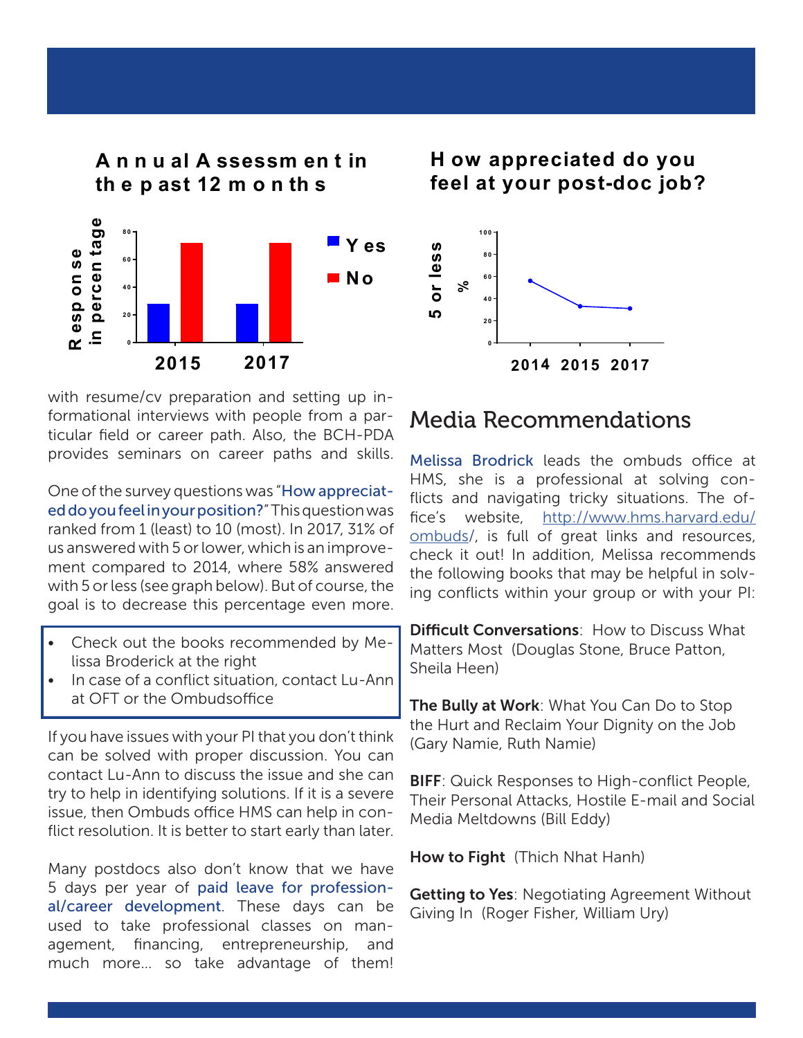**Annual Assessment in the past 12 months**

**How appreciated do you feel at your post-doc job?**

with resume/cv preparation and setting up informational interviews with people from a particular field or career path. Also, the BCH-PDA provides seminars on career paths and skills.

One of the survey questions was "How appreciated do you feel in your position?" This question was ranked from 1 (least) to 10 (most). In 2017, 31% of us answered with 5 or lower, which is an improvement compared to 2014, where 58% answered with 5 or less (see graph below). But of course, the goal is to decrease this percentage even more.

- Check out the books recommended by Melissa Broderick at the right
- In case of a conflict situation, contact Lu-Ann at OFT or the Ombudsoffice

If you have issues with your PI that you don't think can be solved with proper discussion. You can contact Lu-Ann to discuss the issue and she can try to help in identifying solutions. If it is a severe issue, then Ombuds office HMS can help in conflict resolution. It is better to start early than later.

Many postdocs also don't know that we have 5 days per year of paid leave for professional/career development. These days can be used to take professional classes on management, financing, entrepreneurship, and much more... so take advantage of them!

## Media Recommendations

Melissa Brodrick leads the ombuds office at HMS, she is a professional at solving conflicts and navigating tricky situations. The office's website, http://www.hms.harvard.edu/ombuds/, is full of great links and resources, check it out! In addition, Melissa recommends the following books that may be helpful in solving conflicts within your group or with your PI:

**Difficult Conversations**: How to Discuss What Matters Most (Douglas Stone, Bruce Patton, Sheila Heen)

**The Bully at Work**: What You Can Do to Stop the Hurt and Reclaim Your Dignity on the Job (Gary Namie, Ruth Namie)

**BIFF**: Quick Responses to High-conflict People, Their Personal Attacks, Hostile E-mail and Social Media Meltdowns (Bill Eddy)

**How to Fight** (Thich Nhat Hanh)

**Getting to Yes**: Negotiating Agreement Without Giving In (Roger Fisher, William Ury)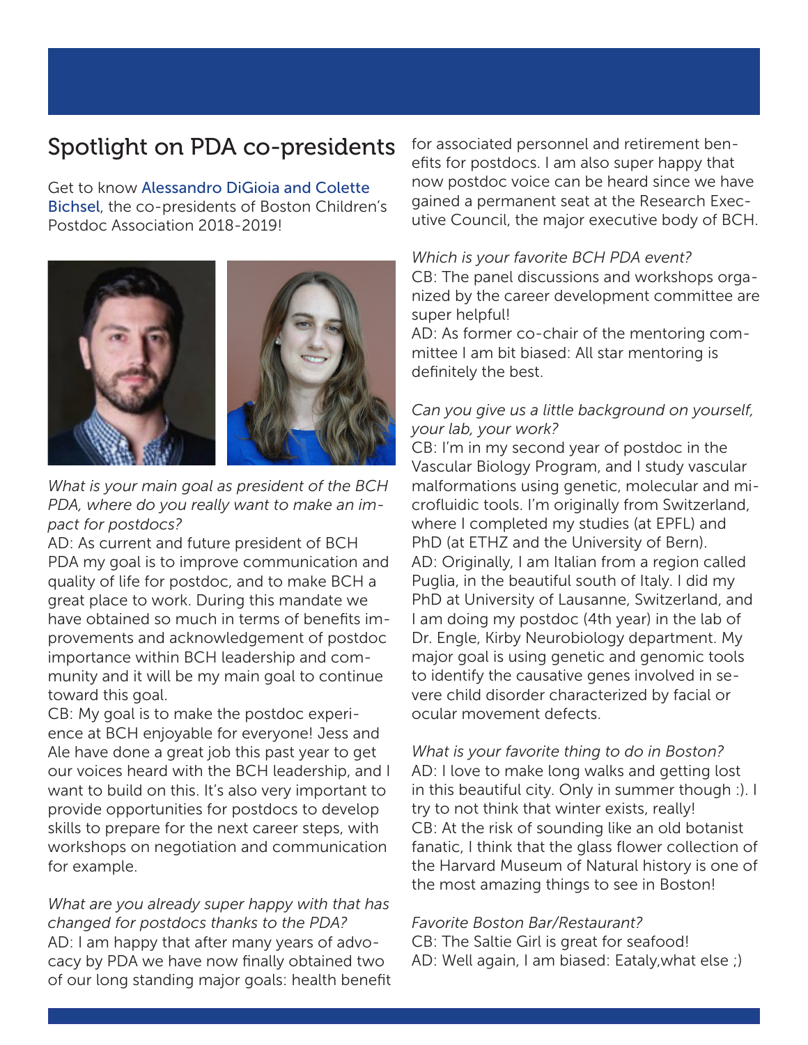## Spotlight on PDA co-presidents

Get to know Alessandro DiGioia and Colette Bichsel, the co-presidents of Boston Children's Postdoc Association 2018-2019!

*What is your main goal as president of the BCH PDA, where do you really want to make an impact for postdocs?*

AD: As current and future president of BCH PDA my goal is to improve communication and quality of life for postdoc, and to make BCH a great place to work. During this mandate we have obtained so much in terms of benefits improvements and acknowledgement of postdoc importance within BCH leadership and community and it will be my main goal to continue toward this goal.

CB: My goal is to make the postdoc experience at BCH enjoyable for everyone! Jess and Ale have done a great job this past year to get our voices heard with the BCH leadership, and I want to build on this. It's also very important to provide opportunities for postdocs to develop skills to prepare for the next career steps, with workshops on negotiation and communication for example.

*What are you already super happy with that has changed for postdocs thanks to the PDA?*

AD: I am happy that after many years of advocacy by PDA we have now finally obtained two of our long standing major goals: health benefit for associated personnel and retirement benefits for postdocs. I am also super happy that now postdoc voice can be heard since we have gained a permanent seat at the Research Executive Council, the major executive body of BCH.

*Which is your favorite BCH PDA event?*

CB: The panel discussions and workshops organized by the career development committee are super helpful!

AD: As former co-chair of the mentoring committee I am bit biased: All star mentoring is definitely the best.

*Can you give us a little background on yourself, your lab, your work?*

CB: I'm in my second year of postdoc in the Vascular Biology Program, and I study vascular malformations using genetic, molecular and microfluidic tools. I'm originally from Switzerland, where I completed my studies (at EPFL) and PhD (at ETHZ and the University of Bern).

AD: Originally, I am Italian from a region called Puglia, in the beautiful south of Italy. I did my PhD at University of Lausanne, Switzerland, and I am doing my postdoc (4th year) in the lab of Dr. Engle, Kirby Neurobiology department. My major goal is using genetic and genomic tools to identify the causative genes involved in severe child disorder characterized by facial or ocular movement defects.

*What is your favorite thing to do in Boston?*

AD: I love to make long walks and getting lost in this beautiful city. Only in summer though :). I try to not think that winter exists, really!

CB: At the risk of sounding like an old botanist fanatic, I think that the glass flower collection of the Harvard Museum of Natural history is one of the most amazing things to see in Boston!

*Favorite Boston Bar/Restaurant?*

CB: The Saltie Girl is great for seafood!

AD: Well again, I am biased: Eataly,what else ;)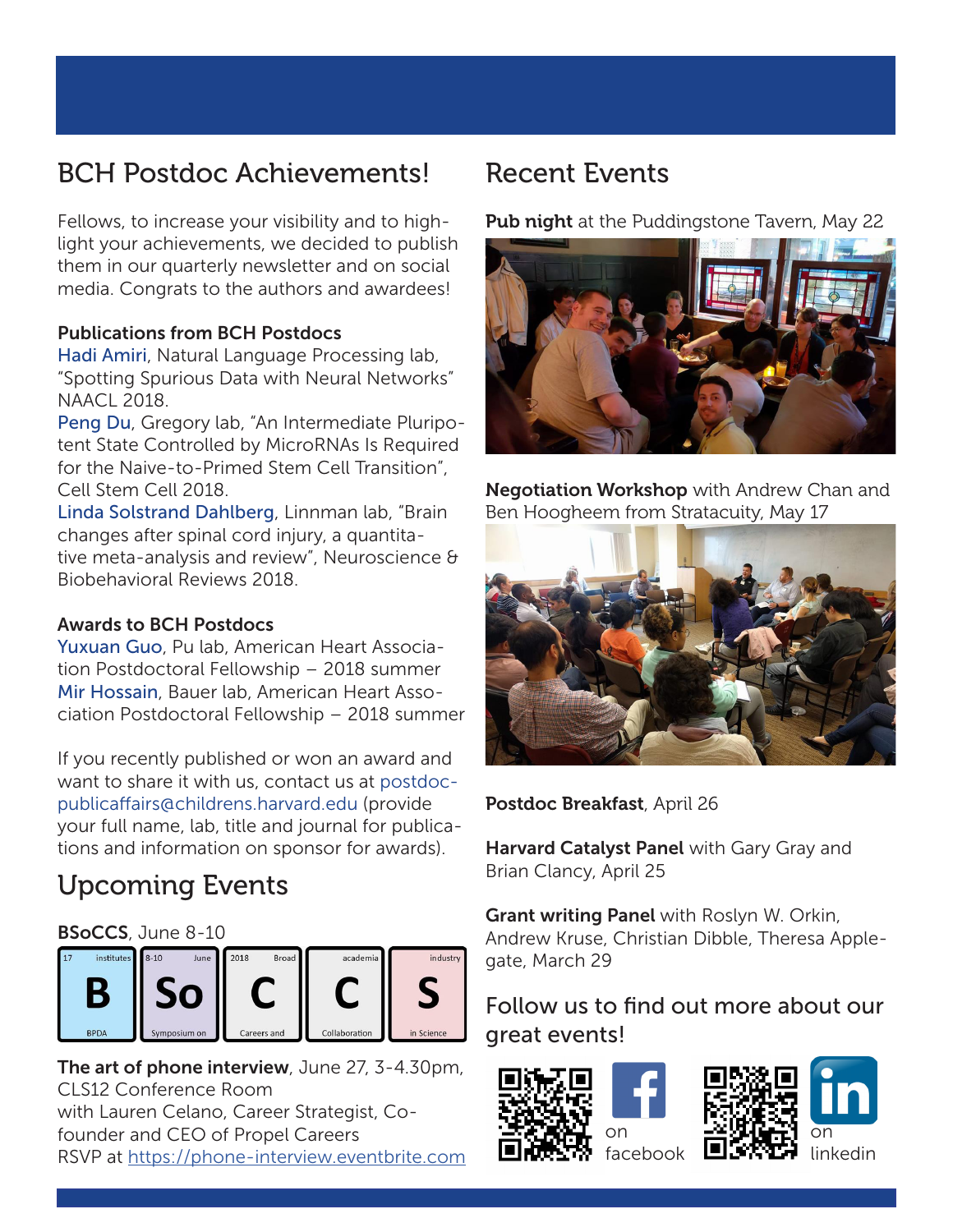## BCH Postdoc Achievements!

Fellows, to increase your visibility and to highlight your achievements, we decided to publish them in our quarterly newsletter and on social media. Congrats to the authors and awardees!

**Publications from BCH Postdocs**

Hadi Amiri, Natural Language Processing lab, "Spotting Spurious Data with Neural Networks" NAACL 2018.

Peng Du, Gregory lab, "An Intermediate Pluripotent State Controlled by MicroRNAs Is Required for the Naive-to-Primed Stem Cell Transition", Cell Stem Cell 2018.

Linda Solstrand Dahlberg, Linnman lab, "Brain changes after spinal cord injury, a quantitative meta-analysis and review", Neuroscience & Biobehavioral Reviews 2018.

**Awards to BCH Postdocs**

Yuxuan Guo, Pu lab, American Heart Association Postdoctoral Fellowship – 2018 summer

Mir Hossain, Bauer lab, American Heart Association Postdoctoral Fellowship – 2018 summer

If you recently published or won an award and want to share it with us, contact us at postdoc-publicaffairs@childrens.harvard.edu (provide your full name, lab, title and journal for publications and information on sponsor for awards).

## Upcoming Events

**BSoCCS**, June 8-10

| | | | | |
|---|---|---|---|---|
| 17 institutes | 8-10 June | 2018 Broad | academia | industry |
| **B** | **So** | **C** | **C** | **S** |
| BPDA | Symposium on | Careers and | Collaboration | in Science |

**The art of phone interview**, June 27, 3-4.30pm, CLS12 Conference Room
with Lauren Celano, Career Strategist, Co-founder and CEO of Propel Careers
RSVP at https://phone-interview.eventbrite.com

## Recent Events

**Pub night** at the Puddingstone Tavern, May 22

**Negotiation Workshop** with Andrew Chan and Ben Hoogheem from Stratacuity, May 17

**Postdoc Breakfast**, April 26

**Harvard Catalyst Panel** with Gary Gray and Brian Clancy, April 25

**Grant writing Panel** with Roslyn W. Orkin, Andrew Kruse, Christian Dibble, Theresa Applegate, March 29

### Follow us to find out more about our great events!

on facebook

on linkedin